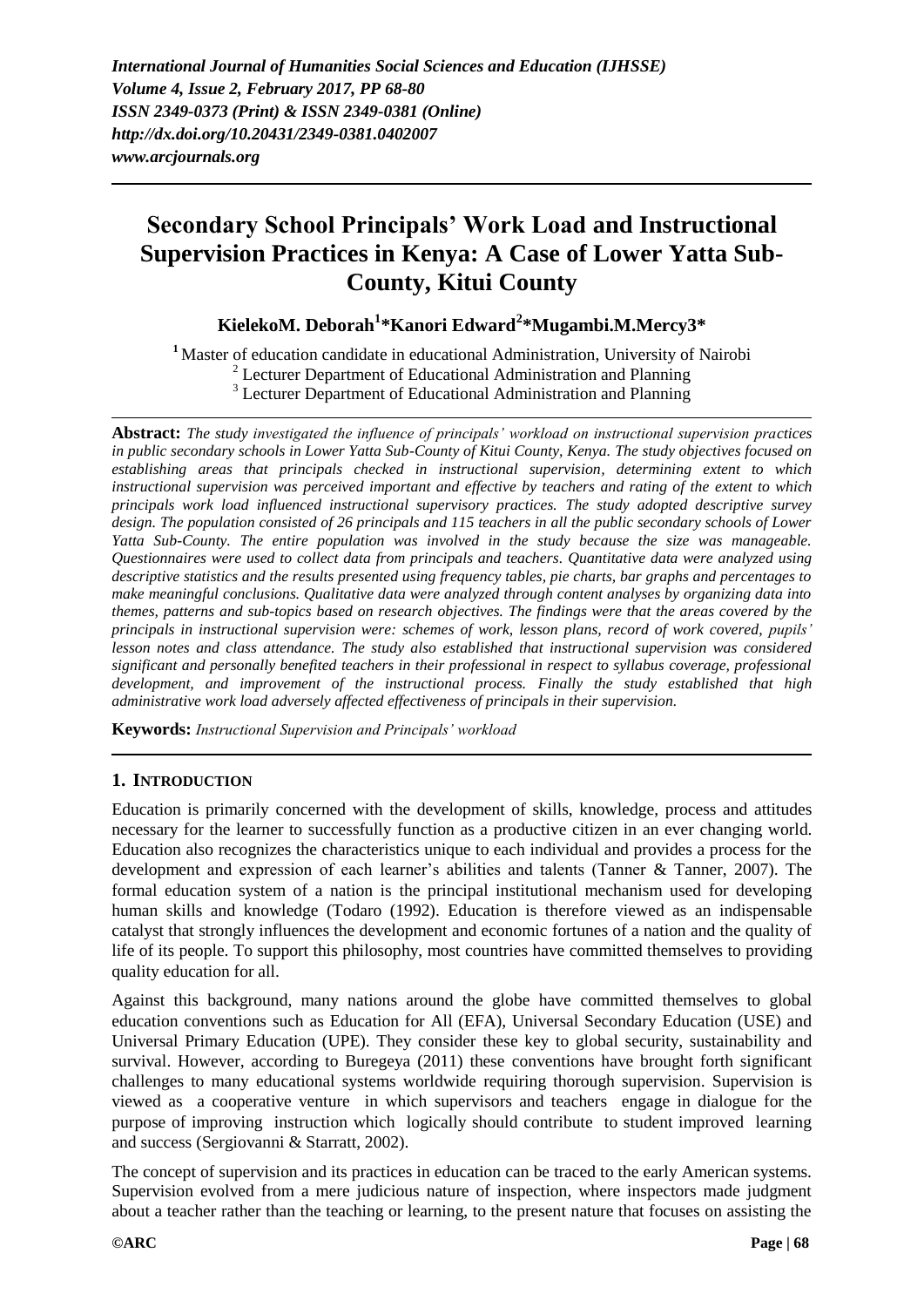# Secondary School Principals' Work Load and Instructional Supervision Practices in Kenya: A Case of Lower Yatta Sub-County, Kitui County

**KielekoM. Deborah[1]*Kanori Edward[2]*Mugambi.M.Mercy3***

[1] Master of education candidate in educational Administration, University of Nairobi
[2] Lecturer Department of Educational Administration and Planning
[3] Lecturer Department of Educational Administration and Planning

**Abstract:** *The study investigated the influence of principals' workload on instructional supervision practices in public secondary schools in Lower Yatta Sub-County of Kitui County, Kenya. The study objectives focused on establishing areas that principals checked in instructional supervision, determining extent to which instructional supervision was perceived important and effective by teachers and rating of the extent to which principals work load influenced instructional supervisory practices. The study adopted descriptive survey design. The population consisted of 26 principals and 115 teachers in all the public secondary schools of Lower Yatta Sub-County. The entire population was involved in the study because the size was manageable. Questionnaires were used to collect data from principals and teachers. Quantitative data were analyzed using descriptive statistics and the results presented using frequency tables, pie charts, bar graphs and percentages to make meaningful conclusions. Qualitative data were analyzed through content analyses by organizing data into themes, patterns and sub-topics based on research objectives. The findings were that the areas covered by the principals in instructional supervision were: schemes of work, lesson plans, record of work covered, pupils' lesson notes and class attendance. The study also established that instructional supervision was considered significant and personally benefited teachers in their professional in respect to syllabus coverage, professional development, and improvement of the instructional process. Finally the study established that high administrative work load adversely affected effectiveness of principals in their supervision.*

**Keywords:** *Instructional Supervision and Principals' workload*

## 1. Introduction

Education is primarily concerned with the development of skills, knowledge, process and attitudes necessary for the learner to successfully function as a productive citizen in an ever changing world. Education also recognizes the characteristics unique to each individual and provides a process for the development and expression of each learner's abilities and talents (Tanner & Tanner, 2007). The formal education system of a nation is the principal institutional mechanism used for developing human skills and knowledge (Todaro (1992). Education is therefore viewed as an indispensable catalyst that strongly influences the development and economic fortunes of a nation and the quality of life of its people. To support this philosophy, most countries have committed themselves to providing quality education for all.

Against this background, many nations around the globe have committed themselves to global education conventions such as Education for All (EFA), Universal Secondary Education (USE) and Universal Primary Education (UPE). They consider these key to global security, sustainability and survival. However, according to Buregeya (2011) these conventions have brought forth significant challenges to many educational systems worldwide requiring thorough supervision. Supervision is viewed as a cooperative venture in which supervisors and teachers engage in dialogue for the purpose of improving instruction which logically should contribute to student improved learning and success (Sergiovanni & Starratt, 2002).

The concept of supervision and its practices in education can be traced to the early American systems. Supervision evolved from a mere judicious nature of inspection, where inspectors made judgment about a teacher rather than the teaching or learning, to the present nature that focuses on assisting the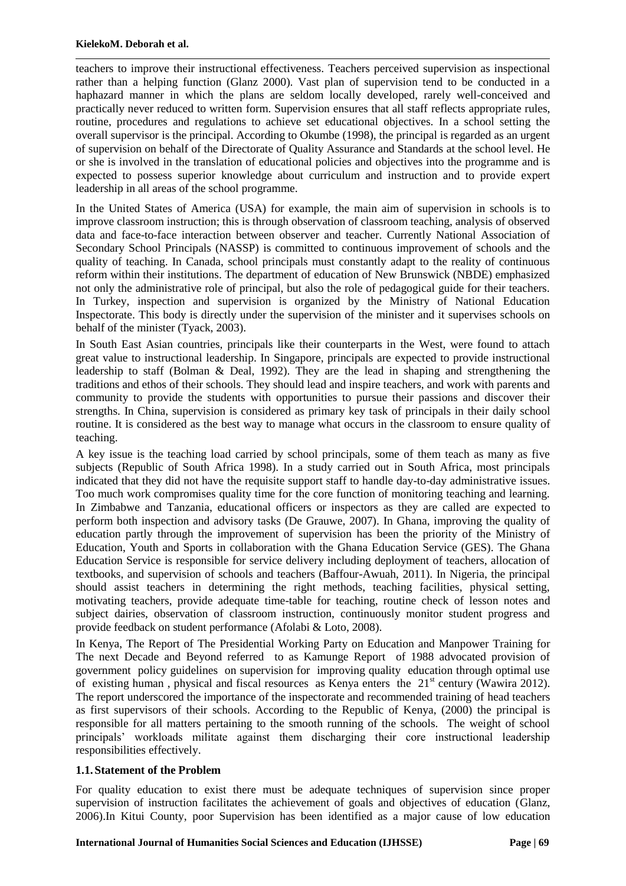teachers to improve their instructional effectiveness. Teachers perceived supervision as inspectional rather than a helping function (Glanz 2000). Vast plan of supervision tend to be conducted in a haphazard manner in which the plans are seldom locally developed, rarely well-conceived and practically never reduced to written form. Supervision ensures that all staff reflects appropriate rules, routine, procedures and regulations to achieve set educational objectives. In a school setting the overall supervisor is the principal. According to Okumbe (1998), the principal is regarded as an urgent of supervision on behalf of the Directorate of Quality Assurance and Standards at the school level. He or she is involved in the translation of educational policies and objectives into the programme and is expected to possess superior knowledge about curriculum and instruction and to provide expert leadership in all areas of the school programme.

In the United States of America (USA) for example, the main aim of supervision in schools is to improve classroom instruction; this is through observation of classroom teaching, analysis of observed data and face-to-face interaction between observer and teacher. Currently National Association of Secondary School Principals (NASSP) is committed to continuous improvement of schools and the quality of teaching. In Canada, school principals must constantly adapt to the reality of continuous reform within their institutions. The department of education of New Brunswick (NBDE) emphasized not only the administrative role of principal, but also the role of pedagogical guide for their teachers. In Turkey, inspection and supervision is organized by the Ministry of National Education Inspectorate. This body is directly under the supervision of the minister and it supervises schools on behalf of the minister (Tyack, 2003).

In South East Asian countries, principals like their counterparts in the West, were found to attach great value to instructional leadership. In Singapore, principals are expected to provide instructional leadership to staff (Bolman & Deal, 1992). They are the lead in shaping and strengthening the traditions and ethos of their schools. They should lead and inspire teachers, and work with parents and community to provide the students with opportunities to pursue their passions and discover their strengths. In China, supervision is considered as primary key task of principals in their daily school routine. It is considered as the best way to manage what occurs in the classroom to ensure quality of teaching.

A key issue is the teaching load carried by school principals, some of them teach as many as five subjects (Republic of South Africa 1998). In a study carried out in South Africa, most principals indicated that they did not have the requisite support staff to handle day-to-day administrative issues. Too much work compromises quality time for the core function of monitoring teaching and learning. In Zimbabwe and Tanzania, educational officers or inspectors as they are called are expected to perform both inspection and advisory tasks (De Grauwe, 2007). In Ghana, improving the quality of education partly through the improvement of supervision has been the priority of the Ministry of Education, Youth and Sports in collaboration with the Ghana Education Service (GES). The Ghana Education Service is responsible for service delivery including deployment of teachers, allocation of textbooks, and supervision of schools and teachers (Baffour-Awuah, 2011). In Nigeria, the principal should assist teachers in determining the right methods, teaching facilities, physical setting, motivating teachers, provide adequate time-table for teaching, routine check of lesson notes and subject dairies, observation of classroom instruction, continuously monitor student progress and provide feedback on student performance (Afolabi & Loto, 2008).

In Kenya, The Report of The Presidential Working Party on Education and Manpower Training for The next Decade and Beyond referred to as Kamunge Report of 1988 advocated provision of government policy guidelines on supervision for improving quality education through optimal use of existing human , physical and fiscal resources as Kenya enters the 21st century (Wawira 2012). The report underscored the importance of the inspectorate and recommended training of head teachers as first supervisors of their schools. According to the Republic of Kenya, (2000) the principal is responsible for all matters pertaining to the smooth running of the schools. The weight of school principals' workloads militate against them discharging their core instructional leadership responsibilities effectively.

## 1.1. Statement of the Problem

For quality education to exist there must be adequate techniques of supervision since proper supervision of instruction facilitates the achievement of goals and objectives of education (Glanz, 2006).In Kitui County, poor Supervision has been identified as a major cause of low education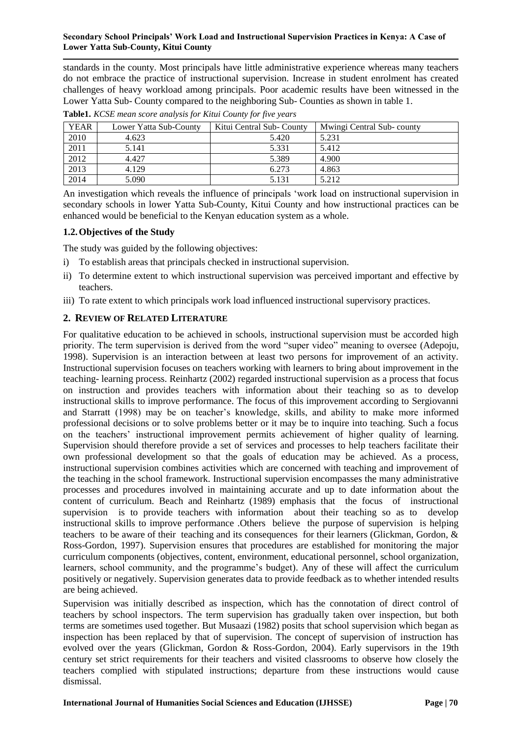standards in the county. Most principals have little administrative experience whereas many teachers do not embrace the practice of instructional supervision. Increase in student enrolment has created challenges of heavy workload among principals. Poor academic results have been witnessed in the Lower Yatta Sub- County compared to the neighboring Sub- Counties as shown in table 1.

**Table1.** *KCSE mean score analysis for Kitui County for five years*

| YEAR | Lower Yatta Sub-County | Kitui Central Sub- County | Mwingi Central Sub- county |
|---|---|---|---|
| 2010 | 4.623 | 5.420 | 5.231 |
| 2011 | 5.141 | 5.331 | 5.412 |
| 2012 | 4.427 | 5.389 | 4.900 |
| 2013 | 4.129 | 6.273 | 4.863 |
| 2014 | 5.090 | 5.131 | 5.212 |

An investigation which reveals the influence of principals 'work load on instructional supervision in secondary schools in lower Yatta Sub-County, Kitui County and how instructional practices can be enhanced would be beneficial to the Kenyan education system as a whole.

### 1.2. Objectives of the Study

The study was guided by the following objectives:

i) To establish areas that principals checked in instructional supervision.
ii) To determine extent to which instructional supervision was perceived important and effective by teachers.
iii) To rate extent to which principals work load influenced instructional supervisory practices.

## 2. Review of Related Literature

For qualitative education to be achieved in schools, instructional supervision must be accorded high priority. The term supervision is derived from the word "super video" meaning to oversee (Adepoju, 1998). Supervision is an interaction between at least two persons for improvement of an activity. Instructional supervision focuses on teachers working with learners to bring about improvement in the teaching- learning process. Reinhartz (2002) regarded instructional supervision as a process that focus on instruction and provides teachers with information about their teaching so as to develop instructional skills to improve performance. The focus of this improvement according to Sergiovanni and Starratt (1998) may be on teacher's knowledge, skills, and ability to make more informed professional decisions or to solve problems better or it may be to inquire into teaching. Such a focus on the teachers' instructional improvement permits achievement of higher quality of learning. Supervision should therefore provide a set of services and processes to help teachers facilitate their own professional development so that the goals of education may be achieved. As a process, instructional supervision combines activities which are concerned with teaching and improvement of the teaching in the school framework. Instructional supervision encompasses the many administrative processes and procedures involved in maintaining accurate and up to date information about the content of curriculum. Beach and Reinhartz (1989) emphasis that the focus of instructional supervision is to provide teachers with information about their teaching so as to develop instructional skills to improve performance .Others believe the purpose of supervision is helping teachers to be aware of their teaching and its consequences for their learners (Glickman, Gordon, & Ross-Gordon, 1997). Supervision ensures that procedures are established for monitoring the major curriculum components (objectives, content, environment, educational personnel, school organization, learners, school community, and the programme's budget). Any of these will affect the curriculum positively or negatively. Supervision generates data to provide feedback as to whether intended results are being achieved.

Supervision was initially described as inspection, which has the connotation of direct control of teachers by school inspectors. The term supervision has gradually taken over inspection, but both terms are sometimes used together. But Musaazi (1982) posits that school supervision which began as inspection has been replaced by that of supervision. The concept of supervision of instruction has evolved over the years (Glickman, Gordon & Ross-Gordon, 2004). Early supervisors in the 19th century set strict requirements for their teachers and visited classrooms to observe how closely the teachers complied with stipulated instructions; departure from these instructions would cause dismissal.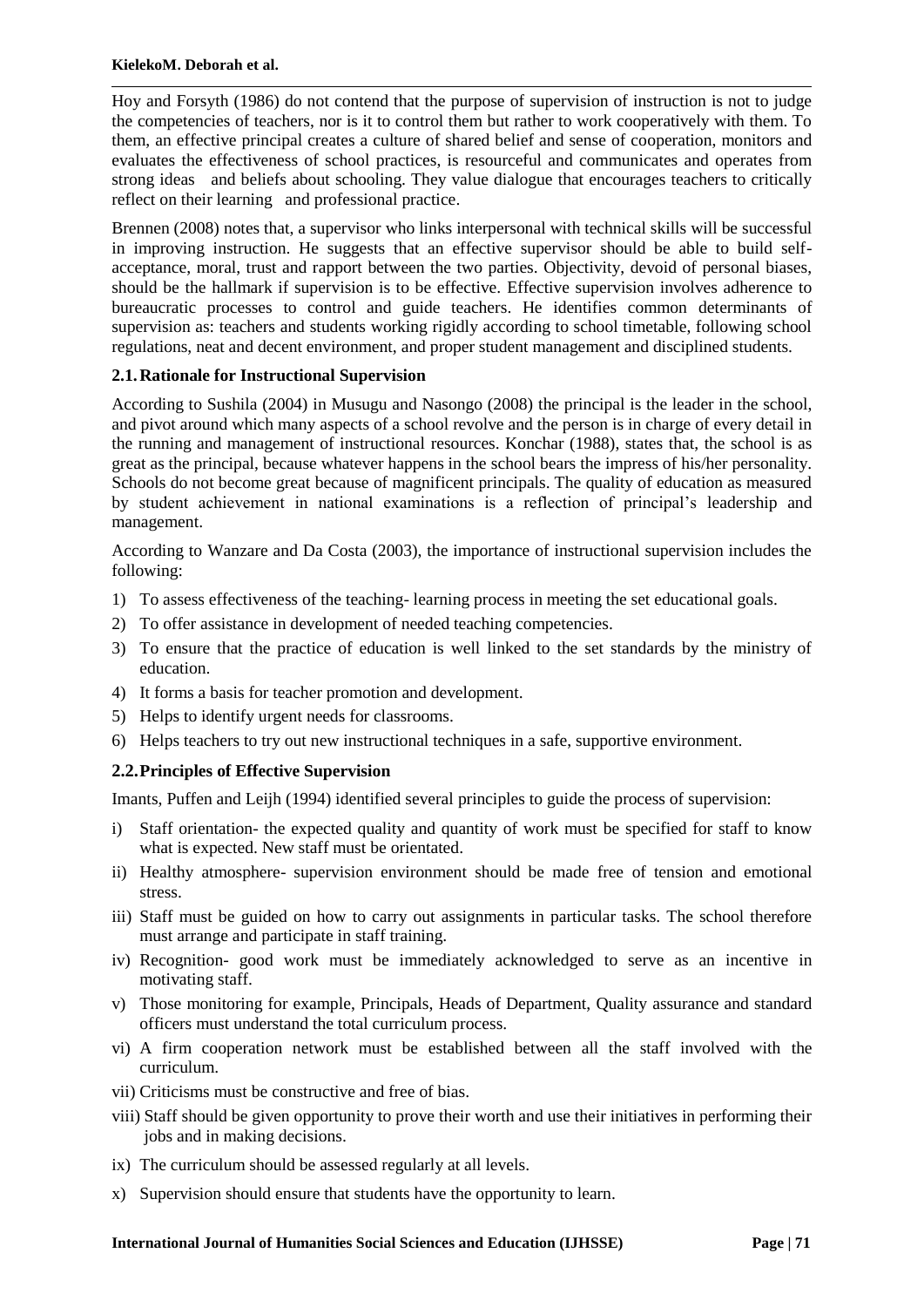Hoy and Forsyth (1986) do not contend that the purpose of supervision of instruction is not to judge the competencies of teachers, nor is it to control them but rather to work cooperatively with them. To them, an effective principal creates a culture of shared belief and sense of cooperation, monitors and evaluates the effectiveness of school practices, is resourceful and communicates and operates from strong ideas and beliefs about schooling. They value dialogue that encourages teachers to critically reflect on their learning and professional practice.

Brennen (2008) notes that, a supervisor who links interpersonal with technical skills will be successful in improving instruction. He suggests that an effective supervisor should be able to build self-acceptance, moral, trust and rapport between the two parties. Objectivity, devoid of personal biases, should be the hallmark if supervision is to be effective. Effective supervision involves adherence to bureaucratic processes to control and guide teachers. He identifies common determinants of supervision as: teachers and students working rigidly according to school timetable, following school regulations, neat and decent environment, and proper student management and disciplined students.

### 2.1. Rationale for Instructional Supervision

According to Sushila (2004) in Musugu and Nasongo (2008) the principal is the leader in the school, and pivot around which many aspects of a school revolve and the person is in charge of every detail in the running and management of instructional resources. Konchar (1988), states that, the school is as great as the principal, because whatever happens in the school bears the impress of his/her personality. Schools do not become great because of magnificent principals. The quality of education as measured by student achievement in national examinations is a reflection of principal's leadership and management.

According to Wanzare and Da Costa (2003), the importance of instructional supervision includes the following:

1) To assess effectiveness of the teaching- learning process in meeting the set educational goals.
2) To offer assistance in development of needed teaching competencies.
3) To ensure that the practice of education is well linked to the set standards by the ministry of education.
4) It forms a basis for teacher promotion and development.
5) Helps to identify urgent needs for classrooms.
6) Helps teachers to try out new instructional techniques in a safe, supportive environment.

### 2.2. Principles of Effective Supervision

Imants, Puffen and Leijh (1994) identified several principles to guide the process of supervision:

i) Staff orientation- the expected quality and quantity of work must be specified for staff to know what is expected. New staff must be orientated.
ii) Healthy atmosphere- supervision environment should be made free of tension and emotional stress.
iii) Staff must be guided on how to carry out assignments in particular tasks. The school therefore must arrange and participate in staff training.
iv) Recognition- good work must be immediately acknowledged to serve as an incentive in motivating staff.
v) Those monitoring for example, Principals, Heads of Department, Quality assurance and standard officers must understand the total curriculum process.
vi) A firm cooperation network must be established between all the staff involved with the curriculum.
vii) Criticisms must be constructive and free of bias.
viii) Staff should be given opportunity to prove their worth and use their initiatives in performing their jobs and in making decisions.
ix) The curriculum should be assessed regularly at all levels.
x) Supervision should ensure that students have the opportunity to learn.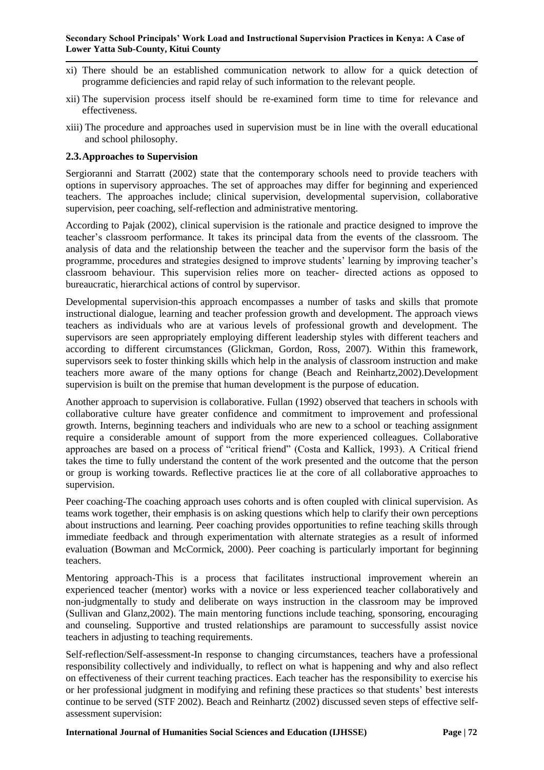xi) There should be an established communication network to allow for a quick detection of programme deficiencies and rapid relay of such information to the relevant people.

xii) The supervision process itself should be re-examined form time to time for relevance and effectiveness.

xiii) The procedure and approaches used in supervision must be in line with the overall educational and school philosophy.

## 2.3. Approaches to Supervision

Sergioranni and Starratt (2002) state that the contemporary schools need to provide teachers with options in supervisory approaches. The set of approaches may differ for beginning and experienced teachers. The approaches include; clinical supervision, developmental supervision, collaborative supervision, peer coaching, self-reflection and administrative mentoring.

According to Pajak (2002), clinical supervision is the rationale and practice designed to improve the teacher's classroom performance. It takes its principal data from the events of the classroom. The analysis of data and the relationship between the teacher and the supervisor form the basis of the programme, procedures and strategies designed to improve students' learning by improving teacher's classroom behaviour. This supervision relies more on teacher- directed actions as opposed to bureaucratic, hierarchical actions of control by supervisor.

Developmental supervision-this approach encompasses a number of tasks and skills that promote instructional dialogue, learning and teacher profession growth and development. The approach views teachers as individuals who are at various levels of professional growth and development. The supervisors are seen appropriately employing different leadership styles with different teachers and according to different circumstances (Glickman, Gordon, Ross, 2007). Within this framework, supervisors seek to foster thinking skills which help in the analysis of classroom instruction and make teachers more aware of the many options for change (Beach and Reinhartz,2002).Development supervision is built on the premise that human development is the purpose of education.

Another approach to supervision is collaborative. Fullan (1992) observed that teachers in schools with collaborative culture have greater confidence and commitment to improvement and professional growth. Interns, beginning teachers and individuals who are new to a school or teaching assignment require a considerable amount of support from the more experienced colleagues. Collaborative approaches are based on a process of "critical friend" (Costa and Kallick, 1993). A Critical friend takes the time to fully understand the content of the work presented and the outcome that the person or group is working towards. Reflective practices lie at the core of all collaborative approaches to supervision.

Peer coaching-The coaching approach uses cohorts and is often coupled with clinical supervision. As teams work together, their emphasis is on asking questions which help to clarify their own perceptions about instructions and learning. Peer coaching provides opportunities to refine teaching skills through immediate feedback and through experimentation with alternate strategies as a result of informed evaluation (Bowman and McCormick, 2000). Peer coaching is particularly important for beginning teachers.

Mentoring approach-This is a process that facilitates instructional improvement wherein an experienced teacher (mentor) works with a novice or less experienced teacher collaboratively and non-judgmentally to study and deliberate on ways instruction in the classroom may be improved (Sullivan and Glanz,2002). The main mentoring functions include teaching, sponsoring, encouraging and counseling. Supportive and trusted relationships are paramount to successfully assist novice teachers in adjusting to teaching requirements.

Self-reflection/Self-assessment-In response to changing circumstances, teachers have a professional responsibility collectively and individually, to reflect on what is happening and why and also reflect on effectiveness of their current teaching practices. Each teacher has the responsibility to exercise his or her professional judgment in modifying and refining these practices so that students' best interests continue to be served (STF 2002). Beach and Reinhartz (2002) discussed seven steps of effective self-assessment supervision: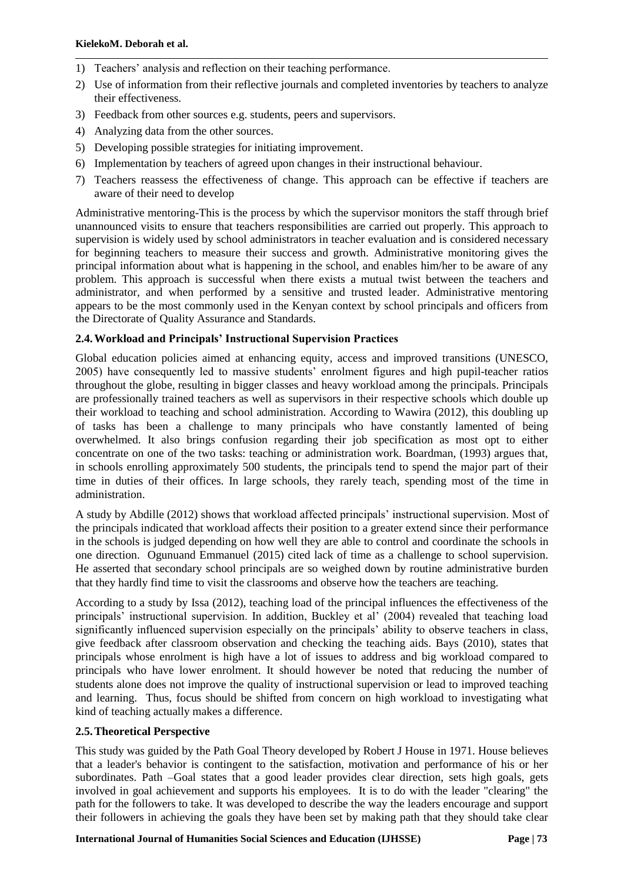1) Teachers' analysis and reflection on their teaching performance.
2) Use of information from their reflective journals and completed inventories by teachers to analyze their effectiveness.
3) Feedback from other sources e.g. students, peers and supervisors.
4) Analyzing data from the other sources.
5) Developing possible strategies for initiating improvement.
6) Implementation by teachers of agreed upon changes in their instructional behaviour.
7) Teachers reassess the effectiveness of change. This approach can be effective if teachers are aware of their need to develop

Administrative mentoring-This is the process by which the supervisor monitors the staff through brief unannounced visits to ensure that teachers responsibilities are carried out properly. This approach to supervision is widely used by school administrators in teacher evaluation and is considered necessary for beginning teachers to measure their success and growth. Administrative monitoring gives the principal information about what is happening in the school, and enables him/her to be aware of any problem. This approach is successful when there exists a mutual twist between the teachers and administrator, and when performed by a sensitive and trusted leader. Administrative mentoring appears to be the most commonly used in the Kenyan context by school principals and officers from the Directorate of Quality Assurance and Standards.

### 2.4. Workload and Principals' Instructional Supervision Practices

Global education policies aimed at enhancing equity, access and improved transitions (UNESCO, 2005) have consequently led to massive students' enrolment figures and high pupil-teacher ratios throughout the globe, resulting in bigger classes and heavy workload among the principals. Principals are professionally trained teachers as well as supervisors in their respective schools which double up their workload to teaching and school administration. According to Wawira (2012), this doubling up of tasks has been a challenge to many principals who have constantly lamented of being overwhelmed. It also brings confusion regarding their job specification as most opt to either concentrate on one of the two tasks: teaching or administration work. Boardman, (1993) argues that, in schools enrolling approximately 500 students, the principals tend to spend the major part of their time in duties of their offices. In large schools, they rarely teach, spending most of the time in administration.

A study by Abdille (2012) shows that workload affected principals' instructional supervision. Most of the principals indicated that workload affects their position to a greater extend since their performance in the schools is judged depending on how well they are able to control and coordinate the schools in one direction. Ogunuand Emmanuel (2015) cited lack of time as a challenge to school supervision. He asserted that secondary school principals are so weighed down by routine administrative burden that they hardly find time to visit the classrooms and observe how the teachers are teaching.

According to a study by Issa (2012), teaching load of the principal influences the effectiveness of the principals' instructional supervision. In addition, Buckley et al' (2004) revealed that teaching load significantly influenced supervision especially on the principals' ability to observe teachers in class, give feedback after classroom observation and checking the teaching aids. Bays (2010), states that principals whose enrolment is high have a lot of issues to address and big workload compared to principals who have lower enrolment. It should however be noted that reducing the number of students alone does not improve the quality of instructional supervision or lead to improved teaching and learning. Thus, focus should be shifted from concern on high workload to investigating what kind of teaching actually makes a difference.

### 2.5. Theoretical Perspective

This study was guided by the Path Goal Theory developed by Robert J House in 1971. House believes that a leader's behavior is contingent to the satisfaction, motivation and performance of his or her subordinates. Path –Goal states that a good leader provides clear direction, sets high goals, gets involved in goal achievement and supports his employees. It is to do with the leader "clearing" the path for the followers to take. It was developed to describe the way the leaders encourage and support their followers in achieving the goals they have been set by making path that they should take clear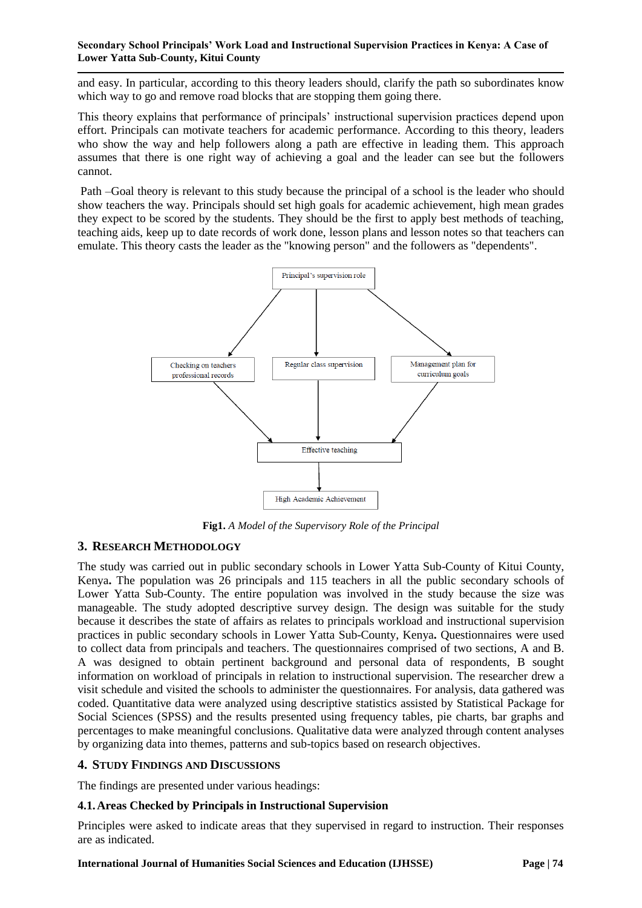and easy. In particular, according to this theory leaders should, clarify the path so subordinates know which way to go and remove road blocks that are stopping them going there.

This theory explains that performance of principals' instructional supervision practices depend upon effort. Principals can motivate teachers for academic performance. According to this theory, leaders who show the way and help followers along a path are effective in leading them. This approach assumes that there is one right way of achieving a goal and the leader can see but the followers cannot.

Path –Goal theory is relevant to this study because the principal of a school is the leader who should show teachers the way. Principals should set high goals for academic achievement, high mean grades they expect to be scored by the students. They should be the first to apply best methods of teaching, teaching aids, keep up to date records of work done, lesson plans and lesson notes so that teachers can emulate. This theory casts the leader as the "knowing person" and the followers as "dependents".

Principal's supervision role

Checking on teachers professional records

Regular class supervision

Management plan for curriculum goals

Effective teaching

High Academic Achievement

**Fig1.** *A Model of the Supervisory Role of the Principal*

## 3. Research Methodology

The study was carried out in public secondary schools in Lower Yatta Sub-County of Kitui County, Kenya**.** The population was 26 principals and 115 teachers in all the public secondary schools of Lower Yatta Sub-County. The entire population was involved in the study because the size was manageable. The study adopted descriptive survey design. The design was suitable for the study because it describes the state of affairs as relates to principals workload and instructional supervision practices in public secondary schools in Lower Yatta Sub-County, Kenya**.** Questionnaires were used to collect data from principals and teachers. The questionnaires comprised of two sections, A and B. A was designed to obtain pertinent background and personal data of respondents, B sought information on workload of principals in relation to instructional supervision. The researcher drew a visit schedule and visited the schools to administer the questionnaires. For analysis, data gathered was coded. Quantitative data were analyzed using descriptive statistics assisted by Statistical Package for Social Sciences (SPSS) and the results presented using frequency tables, pie charts, bar graphs and percentages to make meaningful conclusions. Qualitative data were analyzed through content analyses by organizing data into themes, patterns and sub-topics based on research objectives.

## 4. Study Findings and Discussions

The findings are presented under various headings:

### 4.1. Areas Checked by Principals in Instructional Supervision

Principles were asked to indicate areas that they supervised in regard to instruction. Their responses are as indicated.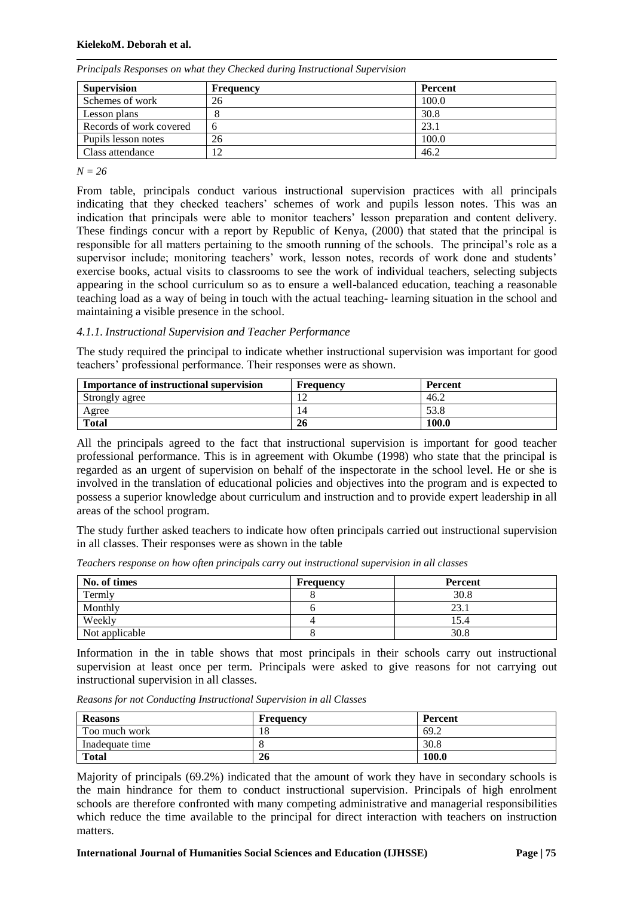*Principals Responses on what they Checked during Instructional Supervision*

| Supervision | Frequency | Percent |
|---|---|---|
| Schemes of work | 26 | 100.0 |
| Lesson plans | 8 | 30.8 |
| Records of work covered | 6 | 23.1 |
| Pupils lesson notes | 26 | 100.0 |
| Class attendance | 12 | 46.2 |

*N = 26*

From table, principals conduct various instructional supervision practices with all principals indicating that they checked teachers' schemes of work and pupils lesson notes. This was an indication that principals were able to monitor teachers' lesson preparation and content delivery. These findings concur with a report by Republic of Kenya, (2000) that stated that the principal is responsible for all matters pertaining to the smooth running of the schools. The principal's role as a supervisor include; monitoring teachers' work, lesson notes, records of work done and students' exercise books, actual visits to classrooms to see the work of individual teachers, selecting subjects appearing in the school curriculum so as to ensure a well-balanced education, teaching a reasonable teaching load as a way of being in touch with the actual teaching- learning situation in the school and maintaining a visible presence in the school.

### *4.1.1. Instructional Supervision and Teacher Performance*

The study required the principal to indicate whether instructional supervision was important for good teachers' professional performance. Their responses were as shown.

| Importance of instructional supervision | Frequency | Percent |
|---|---|---|
| Strongly agree | 12 | 46.2 |
| Agree | 14 | 53.8 |
| **Total** | **26** | **100.0** |

All the principals agreed to the fact that instructional supervision is important for good teacher professional performance. This is in agreement with Okumbe (1998) who state that the principal is regarded as an urgent of supervision on behalf of the inspectorate in the school level. He or she is involved in the translation of educational policies and objectives into the program and is expected to possess a superior knowledge about curriculum and instruction and to provide expert leadership in all areas of the school program.

The study further asked teachers to indicate how often principals carried out instructional supervision in all classes. Their responses were as shown in the table

*Teachers response on how often principals carry out instructional supervision in all classes*

| No. of times | Frequency | Percent |
|---|---|---|
| Termly | 8 | 30.8 |
| Monthly | 6 | 23.1 |
| Weekly | 4 | 15.4 |
| Not applicable | 8 | 30.8 |

Information in the in table shows that most principals in their schools carry out instructional supervision at least once per term. Principals were asked to give reasons for not carrying out instructional supervision in all classes.

*Reasons for not Conducting Instructional Supervision in all Classes*

| Reasons | Frequency | Percent |
|---|---|---|
| Too much work | 18 | 69.2 |
| Inadequate time | 8 | 30.8 |
| **Total** | **26** | **100.0** |

Majority of principals (69.2%) indicated that the amount of work they have in secondary schools is the main hindrance for them to conduct instructional supervision. Principals of high enrolment schools are therefore confronted with many competing administrative and managerial responsibilities which reduce the time available to the principal for direct interaction with teachers on instruction matters.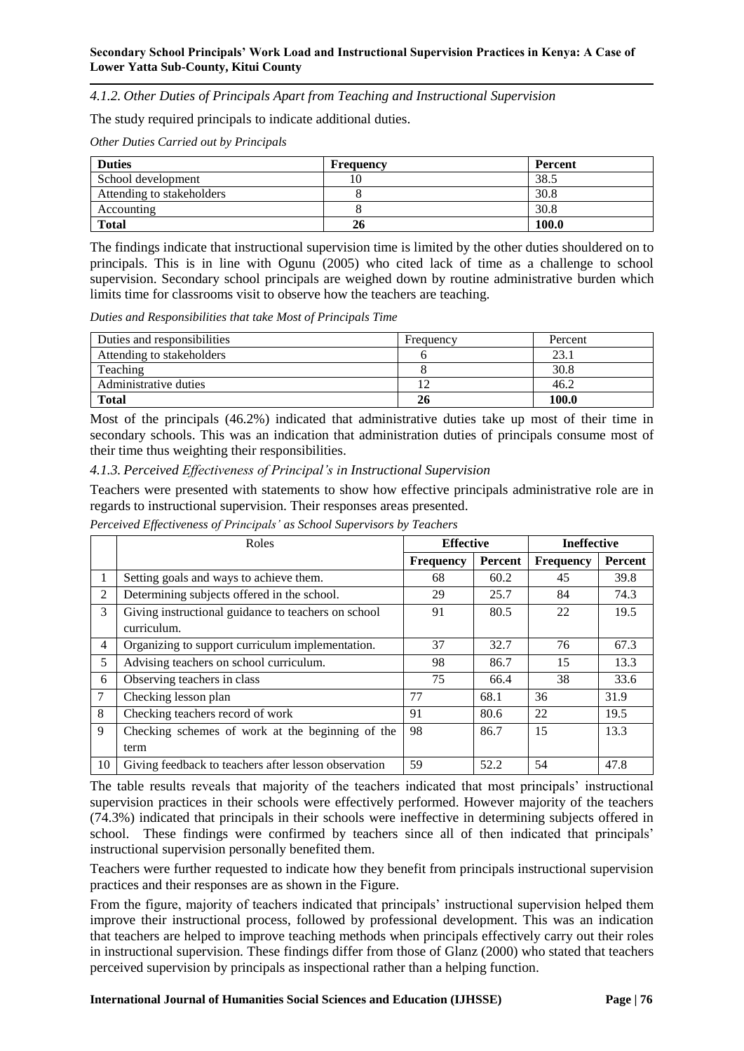#### *4.1.2. Other Duties of Principals Apart from Teaching and Instructional Supervision*

The study required principals to indicate additional duties.

*Other Duties Carried out by Principals*

| **Duties** | **Frequency** | **Percent** |
|---|---|---|
| School development | 10 | 38.5 |
| Attending to stakeholders | 8 | 30.8 |
| Accounting | 8 | 30.8 |
| **Total** | **26** | **100.0** |

The findings indicate that instructional supervision time is limited by the other duties shouldered on to principals. This is in line with Ogunu (2005) who cited lack of time as a challenge to school supervision. Secondary school principals are weighed down by routine administrative burden which limits time for classrooms visit to observe how the teachers are teaching.

*Duties and Responsibilities that take Most of Principals Time*

| Duties and responsibilities | Frequency | Percent |
|---|---|---|
| Attending to stakeholders | 6 | 23.1 |
| Teaching | 8 | 30.8 |
| Administrative duties | 12 | 46.2 |
| **Total** | **26** | **100.0** |

Most of the principals (46.2%) indicated that administrative duties take up most of their time in secondary schools. This was an indication that administration duties of principals consume most of their time thus weighting their responsibilities.

#### *4.1.3. Perceived Effectiveness of Principal's in Instructional Supervision*

Teachers were presented with statements to show how effective principals administrative role are in regards to instructional supervision. Their responses areas presented.

*Perceived Effectiveness of Principals' as School Supervisors by Teachers*

| | Roles | **Effective** | | **Ineffective** | |
|---|---|---|---|---|---|
| | | **Frequency** | **Percent** | **Frequency** | **Percent** |
| 1 | Setting goals and ways to achieve them. | 68 | 60.2 | 45 | 39.8 |
| 2 | Determining subjects offered in the school. | 29 | 25.7 | 84 | 74.3 |
| 3 | Giving instructional guidance to teachers on school curriculum. | 91 | 80.5 | 22 | 19.5 |
| 4 | Organizing to support curriculum implementation. | 37 | 32.7 | 76 | 67.3 |
| 5 | Advising teachers on school curriculum. | 98 | 86.7 | 15 | 13.3 |
| 6 | Observing teachers in class | 75 | 66.4 | 38 | 33.6 |
| 7 | Checking lesson plan | 77 | 68.1 | 36 | 31.9 |
| 8 | Checking teachers record of work | 91 | 80.6 | 22 | 19.5 |
| 9 | Checking schemes of work at the beginning of the term | 98 | 86.7 | 15 | 13.3 |
| 10 | Giving feedback to teachers after lesson observation | 59 | 52.2 | 54 | 47.8 |

The table results reveals that majority of the teachers indicated that most principals' instructional supervision practices in their schools were effectively performed. However majority of the teachers (74.3%) indicated that principals in their schools were ineffective in determining subjects offered in school. These findings were confirmed by teachers since all of then indicated that principals' instructional supervision personally benefited them.

Teachers were further requested to indicate how they benefit from principals instructional supervision practices and their responses are as shown in the Figure.

From the figure, majority of teachers indicated that principals' instructional supervision helped them improve their instructional process, followed by professional development. This was an indication that teachers are helped to improve teaching methods when principals effectively carry out their roles in instructional supervision. These findings differ from those of Glanz (2000) who stated that teachers perceived supervision by principals as inspectional rather than a helping function.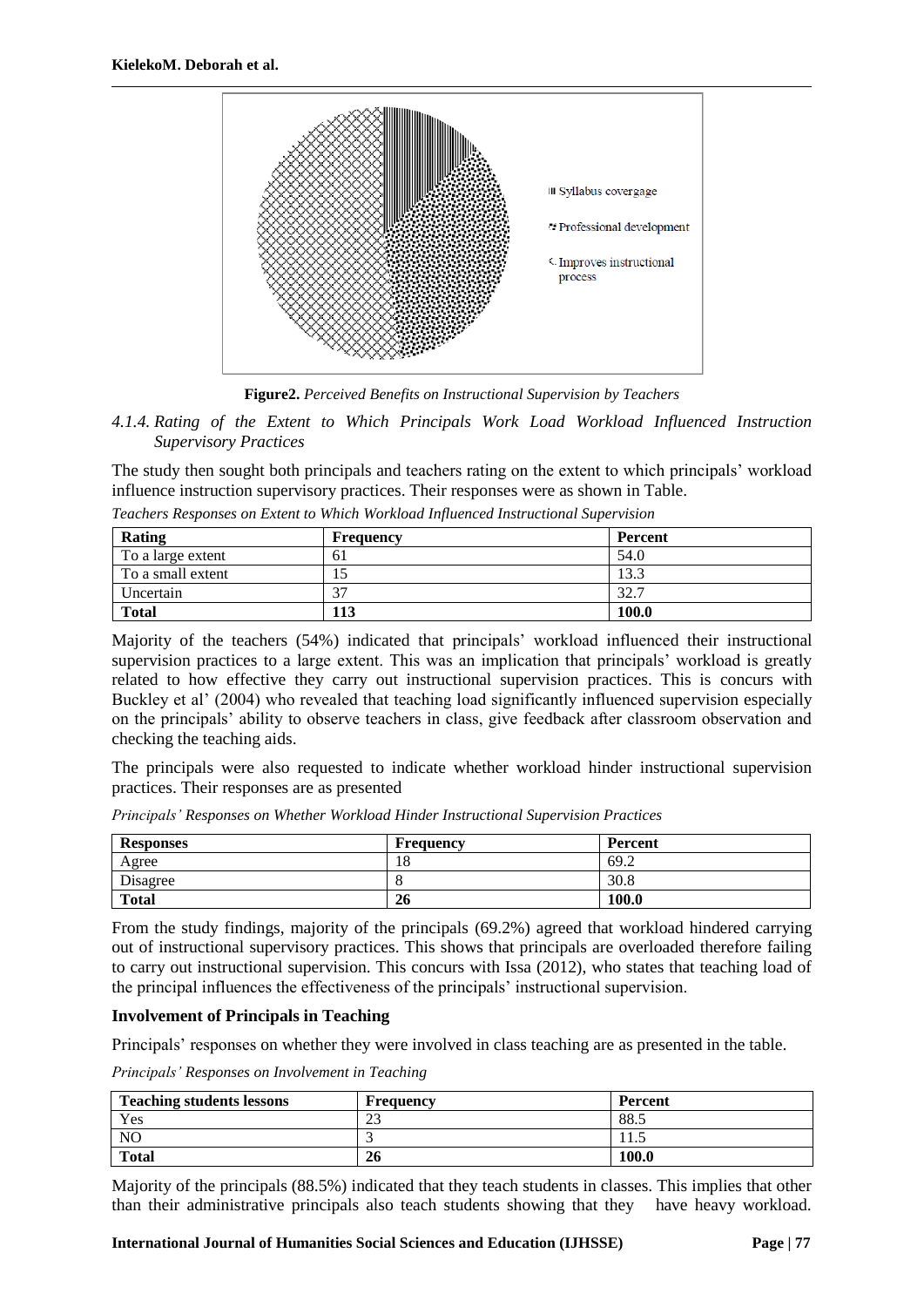Syllabus covergage

Professional development

Improves instructional process

**Figure2.** *Perceived Benefits on Instructional Supervision by Teachers*

*4.1.4. Rating of the Extent to Which Principals Work Load Workload Influenced Instruction Supervisory Practices*

The study then sought both principals and teachers rating on the extent to which principals' workload influence instruction supervisory practices. Their responses were as shown in Table.

*Teachers Responses on Extent to Which Workload Influenced Instructional Supervision*

| Rating | Frequency | Percent |
|---|---|---|
| To a large extent | 61 | 54.0 |
| To a small extent | 15 | 13.3 |
| Uncertain | 37 | 32.7 |
| **Total** | **113** | **100.0** |

Majority of the teachers (54%) indicated that principals' workload influenced their instructional supervision practices to a large extent. This was an implication that principals' workload is greatly related to how effective they carry out instructional supervision practices. This is concurs with Buckley et al' (2004) who revealed that teaching load significantly influenced supervision especially on the principals' ability to observe teachers in class, give feedback after classroom observation and checking the teaching aids.

The principals were also requested to indicate whether workload hinder instructional supervision practices. Their responses are as presented

*Principals' Responses on Whether Workload Hinder Instructional Supervision Practices*

| Responses | Frequency | Percent |
|---|---|---|
| Agree | 18 | 69.2 |
| Disagree | 8 | 30.8 |
| **Total** | **26** | **100.0** |

From the study findings, majority of the principals (69.2%) agreed that workload hindered carrying out of instructional supervisory practices. This shows that principals are overloaded therefore failing to carry out instructional supervision. This concurs with Issa (2012), who states that teaching load of the principal influences the effectiveness of the principals' instructional supervision.

**Involvement of Principals in Teaching**

Principals' responses on whether they were involved in class teaching are as presented in the table.

*Principals' Responses on Involvement in Teaching*

| Teaching students lessons | Frequency | Percent |
|---|---|---|
| Yes | 23 | 88.5 |
| NO | 3 | 11.5 |
| **Total** | **26** | **100.0** |

Majority of the principals (88.5%) indicated that they teach students in classes. This implies that other than their administrative principals also teach students showing that they have heavy workload.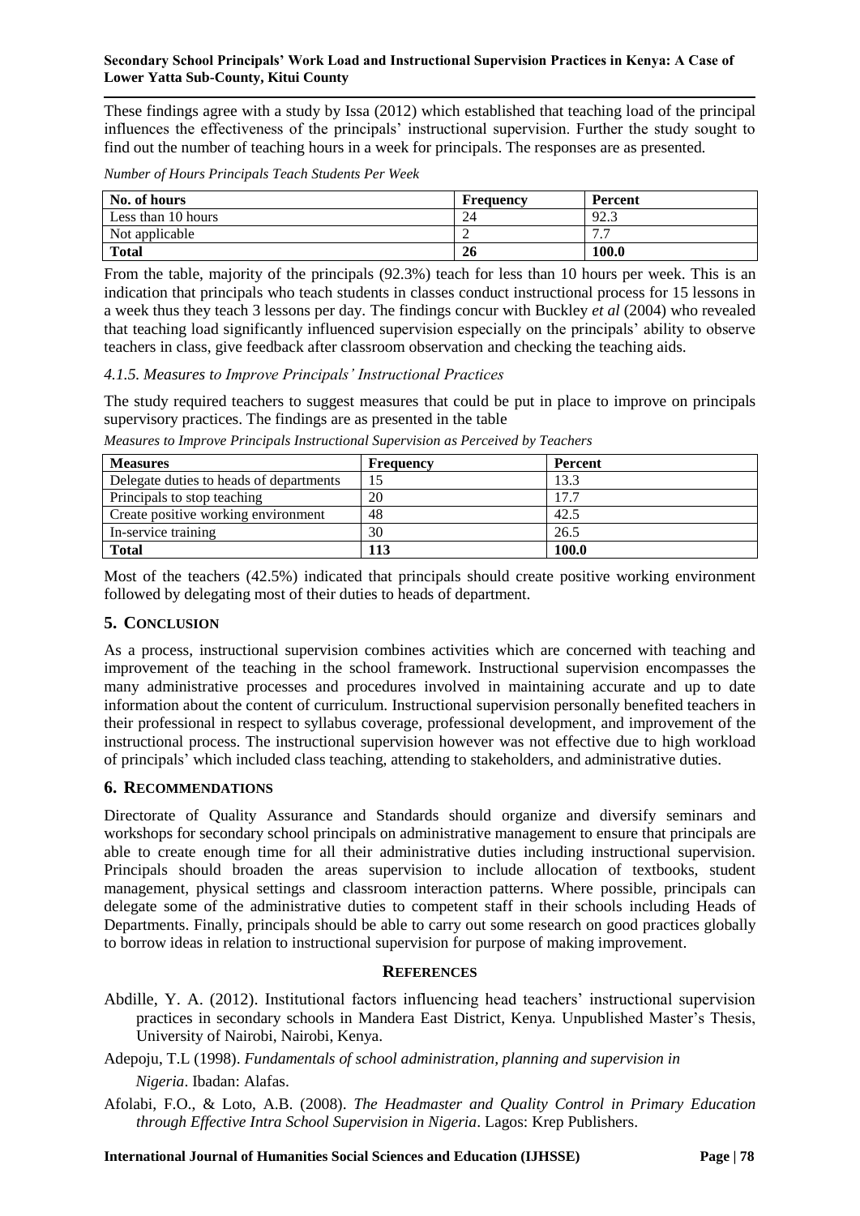These findings agree with a study by Issa (2012) which established that teaching load of the principal influences the effectiveness of the principals' instructional supervision. Further the study sought to find out the number of teaching hours in a week for principals. The responses are as presented.

*Number of Hours Principals Teach Students Per Week*

| No. of hours | Frequency | Percent |
|---|---|---|
| Less than 10 hours | 24 | 92.3 |
| Not applicable | 2 | 7.7 |
| **Total** | **26** | **100.0** |

From the table, majority of the principals (92.3%) teach for less than 10 hours per week. This is an indication that principals who teach students in classes conduct instructional process for 15 lessons in a week thus they teach 3 lessons per day. The findings concur with Buckley *et al* (2004) who revealed that teaching load significantly influenced supervision especially on the principals' ability to observe teachers in class, give feedback after classroom observation and checking the teaching aids.

### *4.1.5. Measures to Improve Principals' Instructional Practices*

The study required teachers to suggest measures that could be put in place to improve on principals supervisory practices. The findings are as presented in the table

*Measures to Improve Principals Instructional Supervision as Perceived by Teachers*

| Measures | Frequency | Percent |
|---|---|---|
| Delegate duties to heads of departments | 15 | 13.3 |
| Principals to stop teaching | 20 | 17.7 |
| Create positive working environment | 48 | 42.5 |
| In-service training | 30 | 26.5 |
| **Total** | **113** | **100.0** |

Most of the teachers (42.5%) indicated that principals should create positive working environment followed by delegating most of their duties to heads of department.

## 5. Conclusion

As a process, instructional supervision combines activities which are concerned with teaching and improvement of the teaching in the school framework. Instructional supervision encompasses the many administrative processes and procedures involved in maintaining accurate and up to date information about the content of curriculum. Instructional supervision personally benefited teachers in their professional in respect to syllabus coverage, professional development, and improvement of the instructional process. The instructional supervision however was not effective due to high workload of principals' which included class teaching, attending to stakeholders, and administrative duties.

## 6. Recommendations

Directorate of Quality Assurance and Standards should organize and diversify seminars and workshops for secondary school principals on administrative management to ensure that principals are able to create enough time for all their administrative duties including instructional supervision. Principals should broaden the areas supervision to include allocation of textbooks, student management, physical settings and classroom interaction patterns. Where possible, principals can delegate some of the administrative duties to competent staff in their schools including Heads of Departments. Finally, principals should be able to carry out some research on good practices globally to borrow ideas in relation to instructional supervision for purpose of making improvement.

## References

Abdille, Y. A. (2012). Institutional factors influencing head teachers' instructional supervision practices in secondary schools in Mandera East District, Kenya. Unpublished Master's Thesis, University of Nairobi, Nairobi, Kenya.

Adepoju, T.L (1998). *Fundamentals of school administration, planning and supervision in Nigeria*. Ibadan: Alafas.

Afolabi, F.O., & Loto, A.B. (2008). *The Headmaster and Quality Control in Primary Education through Effective Intra School Supervision in Nigeria*. Lagos: Krep Publishers.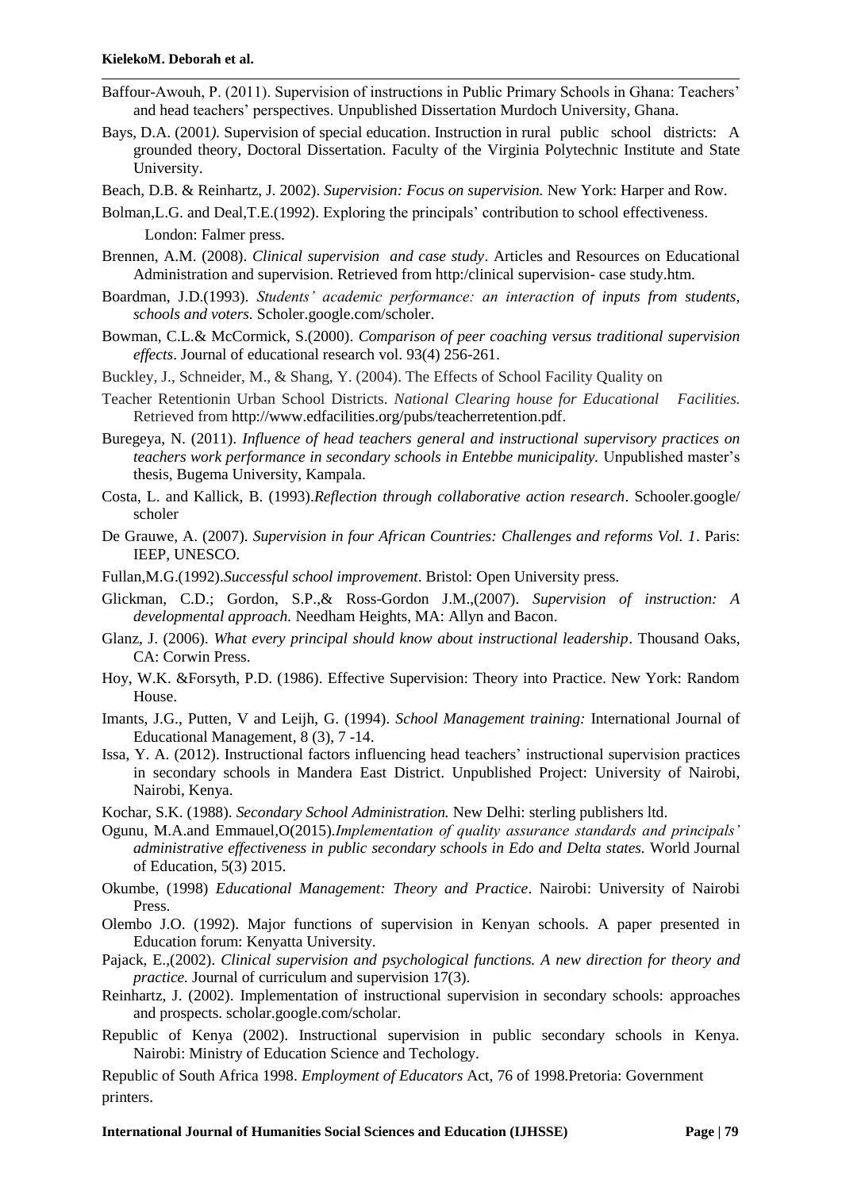Baffour-Awouh, P. (2011). Supervision of instructions in Public Primary Schools in Ghana: Teachers' and head teachers' perspectives. Unpublished Dissertation Murdoch University, Ghana.

Bays, D.A. (2001). Supervision of special education. Instruction in rural public school districts: A grounded theory, Doctoral Dissertation. Faculty of the Virginia Polytechnic Institute and State University.

Beach, D.B. & Reinhartz, J. 2002). *Supervision: Focus on supervision.* New York: Harper and Row.

Bolman,L.G. and Deal,T.E.(1992). Exploring the principals' contribution to school effectiveness. London: Falmer press.

Brennen, A.M. (2008). *Clinical supervision and case study*. Articles and Resources on Educational Administration and supervision. Retrieved from http:/clinical supervision- case study.htm.

Boardman, J.D.(1993). *Students' academic performance: an interaction of inputs from students, schools and voters.* Scholer.google.com/scholer.

Bowman, C.L.& McCormick, S.(2000). *Comparison of peer coaching versus traditional supervision effects*. Journal of educational research vol. 93(4) 256-261.

Buckley, J., Schneider, M., & Shang, Y. (2004). The Effects of School Facility Quality on Teacher Retentionin Urban School Districts. *National Clearing house for Educational Facilities.* Retrieved from http://www.edfacilities.org/pubs/teacherretention.pdf.

Buregeya, N. (2011). *Influence of head teachers general and instructional supervisory practices on teachers work performance in secondary schools in Entebbe municipality.* Unpublished master's thesis, Bugema University, Kampala.

Costa, L. and Kallick, B. (1993).*Reflection through collaborative action research*. Schooler.google/ scholer

De Grauwe, A. (2007). *Supervision in four African Countries: Challenges and reforms Vol. 1*. Paris: IEEP, UNESCO.

Fullan,M.G.(1992).*Successful school improvement*. Bristol: Open University press.

Glickman, C.D.; Gordon, S.P.,& Ross-Gordon J.M.,(2007). *Supervision of instruction: A developmental approach.* Needham Heights, MA: Allyn and Bacon.

Glanz, J. (2006). *What every principal should know about instructional leadership*. Thousand Oaks, CA: Corwin Press.

Hoy, W.K. &Forsyth, P.D. (1986). Effective Supervision: Theory into Practice. New York: Random House.

Imants, J.G., Putten, V and Leijh, G. (1994). *School Management training:* International Journal of Educational Management, 8 (3), 7 -14.

Issa, Y. A. (2012). Instructional factors influencing head teachers' instructional supervision practices in secondary schools in Mandera East District. Unpublished Project: University of Nairobi, Nairobi, Kenya.

Kochar, S.K. (1988). *Secondary School Administration.* New Delhi: sterling publishers ltd.

Ogunu, M.A.and Emmauel,O(2015).*Implementation of quality assurance standards and principals' administrative effectiveness in public secondary schools in Edo and Delta states.* World Journal of Education, 5(3) 2015.

Okumbe, (1998) *Educational Management: Theory and Practice*. Nairobi: University of Nairobi Press.

Olembo J.O. (1992). Major functions of supervision in Kenyan schools. A paper presented in Education forum: Kenyatta University.

Pajack, E.,(2002). *Clinical supervision and psychological functions. A new direction for theory and practice.* Journal of curriculum and supervision 17(3).

Reinhartz, J. (2002). Implementation of instructional supervision in secondary schools: approaches and prospects. scholar.google.com/scholar.

Republic of Kenya (2002). Instructional supervision in public secondary schools in Kenya. Nairobi: Ministry of Education Science and Techology.

Republic of South Africa 1998. *Employment of Educators* Act, 76 of 1998.Pretoria: Government printers.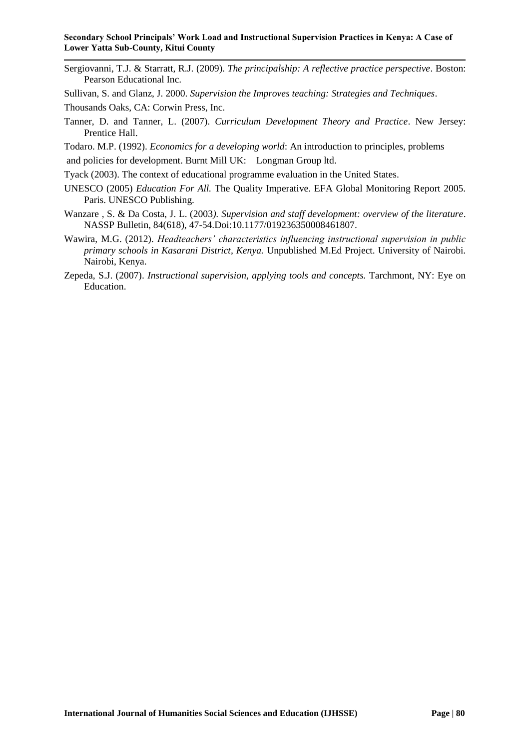Sergiovanni, T.J. & Starratt, R.J. (2009). *The principalship: A reflective practice perspective*. Boston: Pearson Educational Inc.

Sullivan, S. and Glanz, J. 2000. *Supervision the Improves teaching: Strategies and Techniques*.

Thousands Oaks, CA: Corwin Press, Inc.

Tanner, D. and Tanner, L. (2007). *Curriculum Development Theory and Practice*. New Jersey: Prentice Hall.

Todaro. M.P. (1992). *Economics for a developing world*: An introduction to principles, problems

and policies for development. Burnt Mill UK: Longman Group ltd.

Tyack (2003). The context of educational programme evaluation in the United States.

UNESCO (2005) *Education For All.* The Quality Imperative. EFA Global Monitoring Report 2005. Paris. UNESCO Publishing.

Wanzare , S. & Da Costa, J. L. (2003*). Supervision and staff development: overview of the literature*. NASSP Bulletin, 84(618), 47-54.Doi:10.1177/019236350008461807.

Wawira, M.G. (2012). *Headteachers' characteristics influencing instructional supervision in public primary schools in Kasarani District, Kenya.* Unpublished M.Ed Project. University of Nairobi. Nairobi, Kenya.

Zepeda, S.J. (2007). *Instructional supervision, applying tools and concepts.* Tarchmont, NY: Eye on Education.